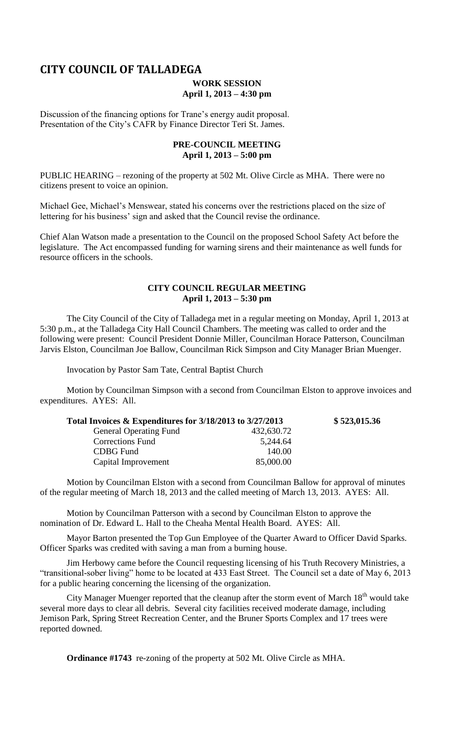# CITY COUNCIL OF TALLADEGA

**WORK SESSION**
**April 1, 2013 – 4:30 pm**

Discussion of the financing options for Trane's energy audit proposal.
Presentation of the City's CAFR by Finance Director Teri St. James.

**PRE-COUNCIL MEETING**
**April 1, 2013 – 5:00 pm**

PUBLIC HEARING – rezoning of the property at 502 Mt. Olive Circle as MHA. There were no citizens present to voice an opinion.

Michael Gee, Michael's Menswear, stated his concerns over the restrictions placed on the size of lettering for his business' sign and asked that the Council revise the ordinance.

Chief Alan Watson made a presentation to the Council on the proposed School Safety Act before the legislature. The Act encompassed funding for warning sirens and their maintenance as well funds for resource officers in the schools.

**CITY COUNCIL REGULAR MEETING**
**April 1, 2013 – 5:30 pm**

The City Council of the City of Talladega met in a regular meeting on Monday, April 1, 2013 at 5:30 p.m., at the Talladega City Hall Council Chambers. The meeting was called to order and the following were present: Council President Donnie Miller, Councilman Horace Patterson, Councilman Jarvis Elston, Councilman Joe Ballow, Councilman Rick Simpson and City Manager Brian Muenger.

Invocation by Pastor Sam Tate, Central Baptist Church

Motion by Councilman Simpson with a second from Councilman Elston to approve invoices and expenditures. AYES: All.

| **Total Invoices & Expenditures for 3/18/2013 to 3/27/2013** | | **\$ 523,015.36** |
|---|---|---|
| General Operating Fund | 432,630.72 | |
| Corrections Fund | 5,244.64 | |
| CDBG Fund | 140.00 | |
| Capital Improvement | 85,000.00 | |

Motion by Councilman Elston with a second from Councilman Ballow for approval of minutes of the regular meeting of March 18, 2013 and the called meeting of March 13, 2013. AYES: All.

Motion by Councilman Patterson with a second by Councilman Elston to approve the nomination of Dr. Edward L. Hall to the Cheaha Mental Health Board. AYES: All.

Mayor Barton presented the Top Gun Employee of the Quarter Award to Officer David Sparks. Officer Sparks was credited with saving a man from a burning house.

Jim Herbowy came before the Council requesting licensing of his Truth Recovery Ministries, a "transitional-sober living" home to be located at 433 East Street. The Council set a date of May 6, 2013 for a public hearing concerning the licensing of the organization.

City Manager Muenger reported that the cleanup after the storm event of March 18th would take several more days to clear all debris. Several city facilities received moderate damage, including Jemison Park, Spring Street Recreation Center, and the Bruner Sports Complex and 17 trees were reported downed.

**Ordinance #1743** re-zoning of the property at 502 Mt. Olive Circle as MHA.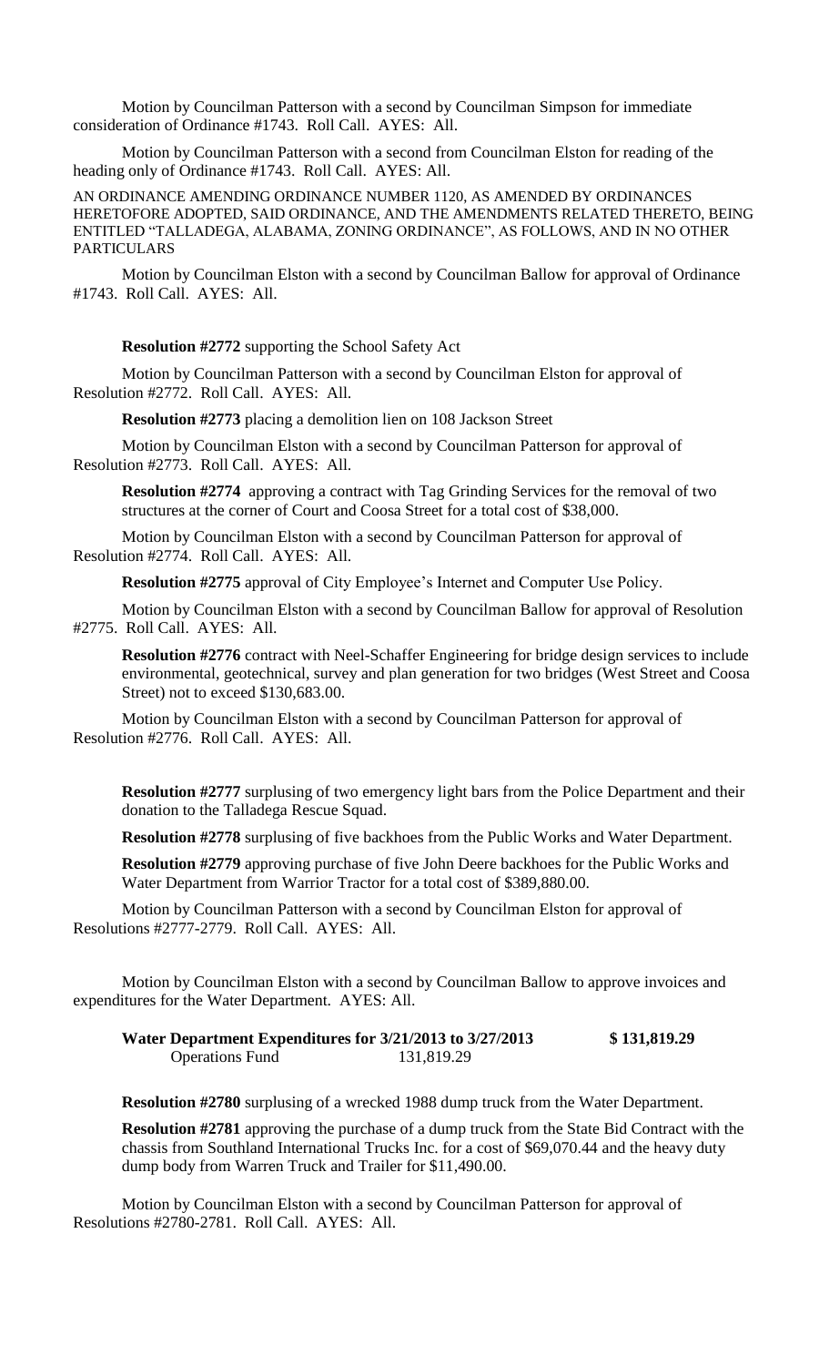Motion by Councilman Patterson with a second by Councilman Simpson for immediate consideration of Ordinance #1743. Roll Call. AYES: All.

Motion by Councilman Patterson with a second from Councilman Elston for reading of the heading only of Ordinance #1743. Roll Call. AYES: All.

AN ORDINANCE AMENDING ORDINANCE NUMBER 1120, AS AMENDED BY ORDINANCES HERETOFORE ADOPTED, SAID ORDINANCE, AND THE AMENDMENTS RELATED THERETO, BEING ENTITLED "TALLADEGA, ALABAMA, ZONING ORDINANCE", AS FOLLOWS, AND IN NO OTHER PARTICULARS

Motion by Councilman Elston with a second by Councilman Ballow for approval of Ordinance #1743. Roll Call. AYES: All.

**Resolution #2772** supporting the School Safety Act

Motion by Councilman Patterson with a second by Councilman Elston for approval of Resolution #2772. Roll Call. AYES: All.

**Resolution #2773** placing a demolition lien on 108 Jackson Street

Motion by Councilman Elston with a second by Councilman Patterson for approval of Resolution #2773. Roll Call. AYES: All.

**Resolution #2774** approving a contract with Tag Grinding Services for the removal of two structures at the corner of Court and Coosa Street for a total cost of $38,000.

Motion by Councilman Elston with a second by Councilman Patterson for approval of Resolution #2774. Roll Call. AYES: All.

**Resolution #2775** approval of City Employee's Internet and Computer Use Policy.

Motion by Councilman Elston with a second by Councilman Ballow for approval of Resolution #2775. Roll Call. AYES: All.

**Resolution #2776** contract with Neel-Schaffer Engineering for bridge design services to include environmental, geotechnical, survey and plan generation for two bridges (West Street and Coosa Street) not to exceed $130,683.00.

Motion by Councilman Elston with a second by Councilman Patterson for approval of Resolution #2776. Roll Call. AYES: All.

**Resolution #2777** surplusing of two emergency light bars from the Police Department and their donation to the Talladega Rescue Squad.

**Resolution #2778** surplusing of five backhoes from the Public Works and Water Department.

**Resolution #2779** approving purchase of five John Deere backhoes for the Public Works and Water Department from Warrior Tractor for a total cost of $389,880.00.

Motion by Councilman Patterson with a second by Councilman Elston for approval of Resolutions #2777-2779. Roll Call. AYES: All.

Motion by Councilman Elston with a second by Councilman Ballow to approve invoices and expenditures for the Water Department. AYES: All.

**Water Department Expenditures for 3/21/2013 to 3/27/2013 $ 131,819.29**
Operations Fund 131,819.29

**Resolution #2780** surplusing of a wrecked 1988 dump truck from the Water Department.

**Resolution #2781** approving the purchase of a dump truck from the State Bid Contract with the chassis from Southland International Trucks Inc. for a cost of $69,070.44 and the heavy duty dump body from Warren Truck and Trailer for $11,490.00.

Motion by Councilman Elston with a second by Councilman Patterson for approval of Resolutions #2780-2781. Roll Call. AYES: All.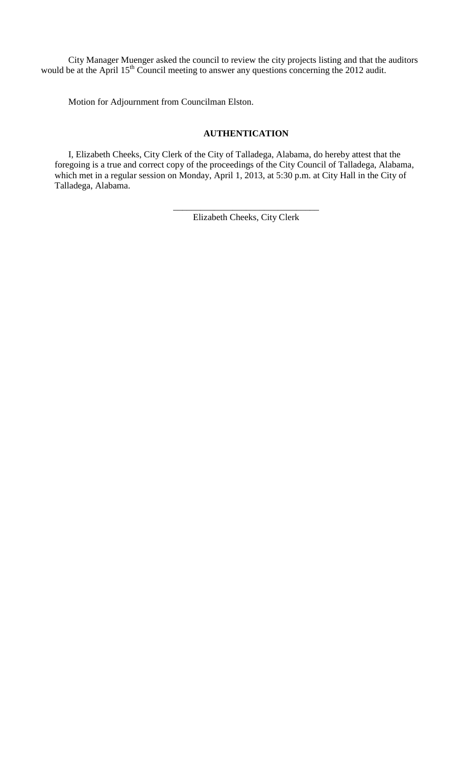City Manager Muenger asked the council to review the city projects listing and that the auditors would be at the April 15th Council meeting to answer any questions concerning the 2012 audit.

Motion for Adjournment from Councilman Elston.

**AUTHENTICATION**

I, Elizabeth Cheeks, City Clerk of the City of Talladega, Alabama, do hereby attest that the foregoing is a true and correct copy of the proceedings of the City Council of Talladega, Alabama, which met in a regular session on Monday, April 1, 2013, at 5:30 p.m. at City Hall in the City of Talladega, Alabama.

\_\_\_\_\_\_\_\_\_\_\_\_\_\_\_\_\_\_\_\_\_\_\_\_\_\_\_\_\_\_\_\_

Elizabeth Cheeks, City Clerk